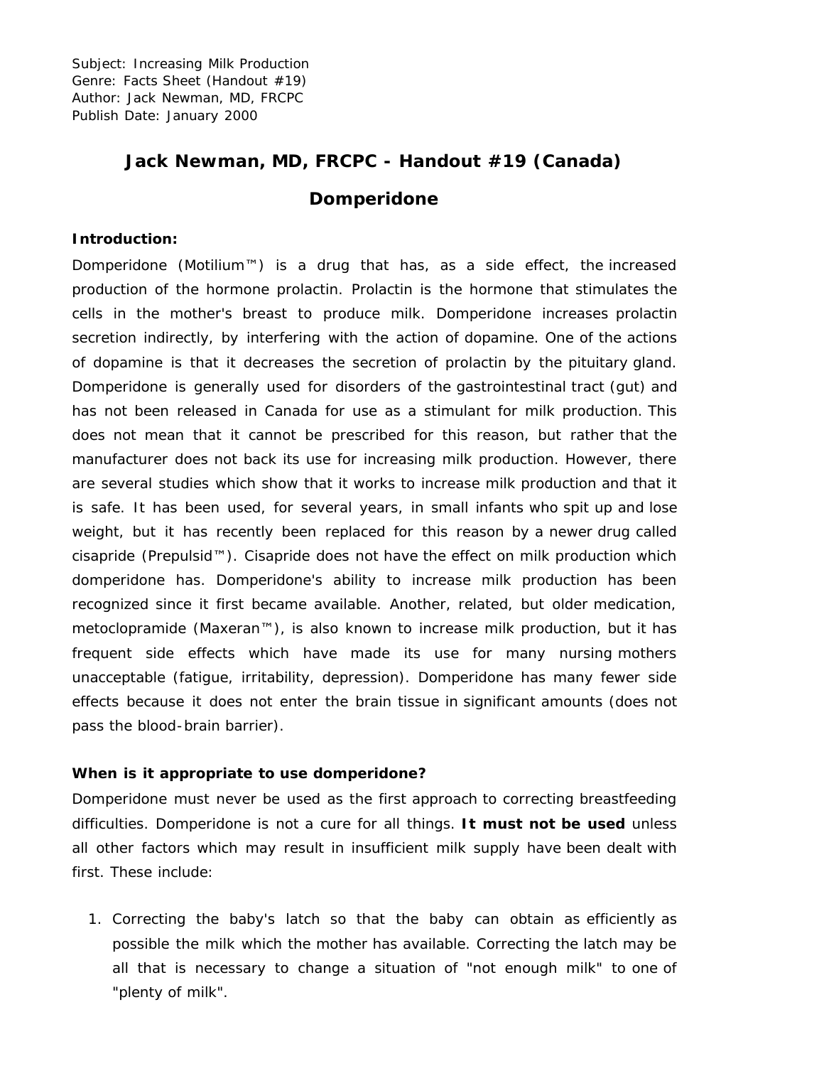Subject: Increasing Milk Production
Genre: Facts Sheet (Handout #19)
Author: Jack Newman, MD, FRCPC
Publish Date: January 2000

# Jack Newman, MD, FRCPC - Handout #19 (Canada)

# Domperidone

**Introduction:**

Domperidone (Motilium™) is a drug that has, as a side effect, the increased production of the hormone prolactin. Prolactin is the hormone that stimulates the cells in the mother's breast to produce milk. Domperidone increases prolactin secretion indirectly, by interfering with the action of dopamine. One of the actions of dopamine is that it decreases the secretion of prolactin by the pituitary gland. Domperidone is generally used for disorders of the gastrointestinal tract (gut) and has not been released in Canada for use as a stimulant for milk production. This does not mean that it cannot be prescribed for this reason, but rather that the manufacturer does not back its use for increasing milk production. However, there are several studies which show that it works to increase milk production and that it is safe. It has been used, for several years, in small infants who spit up and lose weight, but it has recently been replaced for this reason by a newer drug called cisapride (Prepulsid™). Cisapride does not have the effect on milk production which domperidone has. Domperidone's ability to increase milk production has been recognized since it first became available. Another, related, but older medication, metoclopramide (Maxeran™), is also known to increase milk production, but it has frequent side effects which have made its use for many nursing mothers unacceptable (fatigue, irritability, depression). Domperidone has many fewer side effects because it does not enter the brain tissue in significant amounts (does not pass the blood-brain barrier).

**When is it appropriate to use domperidone?**

Domperidone must never be used as the first approach to correcting breastfeeding difficulties. Domperidone is not a cure for all things. **It must not be used** unless all other factors which may result in insufficient milk supply have been dealt with first. These include:

1. Correcting the baby's latch so that the baby can obtain as efficiently as possible the milk which the mother has available. Correcting the latch may be all that is necessary to change a situation of "not enough milk" to one of "plenty of milk".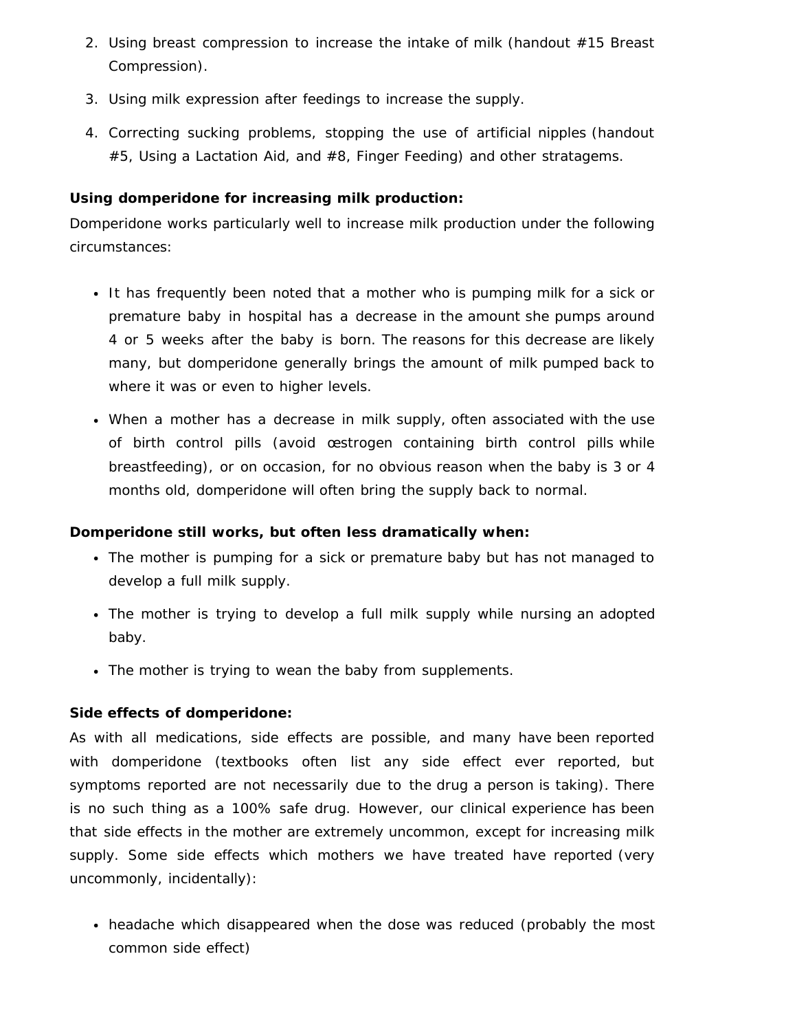2. Using breast compression to increase the intake of milk (handout #15 Breast Compression).
3. Using milk expression after feedings to increase the supply.
4. Correcting sucking problems, stopping the use of artificial nipples (handout #5, Using a Lactation Aid, and #8, Finger Feeding) and other stratagems.

**Using domperidone for increasing milk production:**

Domperidone works particularly well to increase milk production under the following circumstances:

- It has frequently been noted that a mother who is pumping milk for a sick or premature baby in hospital has a decrease in the amount she pumps around 4 or 5 weeks after the baby is born. The reasons for this decrease are likely many, but domperidone generally brings the amount of milk pumped back to where it was or even to higher levels.
- When a mother has a decrease in milk supply, often associated with the use of birth control pills (avoid œstrogen containing birth control pills while breastfeeding), or on occasion, for no obvious reason when the baby is 3 or 4 months old, domperidone will often bring the supply back to normal.

**Domperidone still works, but often less dramatically when:**

- The mother is pumping for a sick or premature baby but has not managed to develop a full milk supply.
- The mother is trying to develop a full milk supply while nursing an adopted baby.
- The mother is trying to wean the baby from supplements.

**Side effects of domperidone:**

As with all medications, side effects are possible, and many have been reported with domperidone (textbooks often list any side effect ever reported, but symptoms reported are not necessarily due to the drug a person is taking). There is no such thing as a 100% safe drug. However, our clinical experience has been that side effects in the mother are extremely uncommon, except for increasing milk supply. Some side effects which mothers we have treated have reported (very uncommonly, incidentally):

- headache which disappeared when the dose was reduced (probably the most common side effect)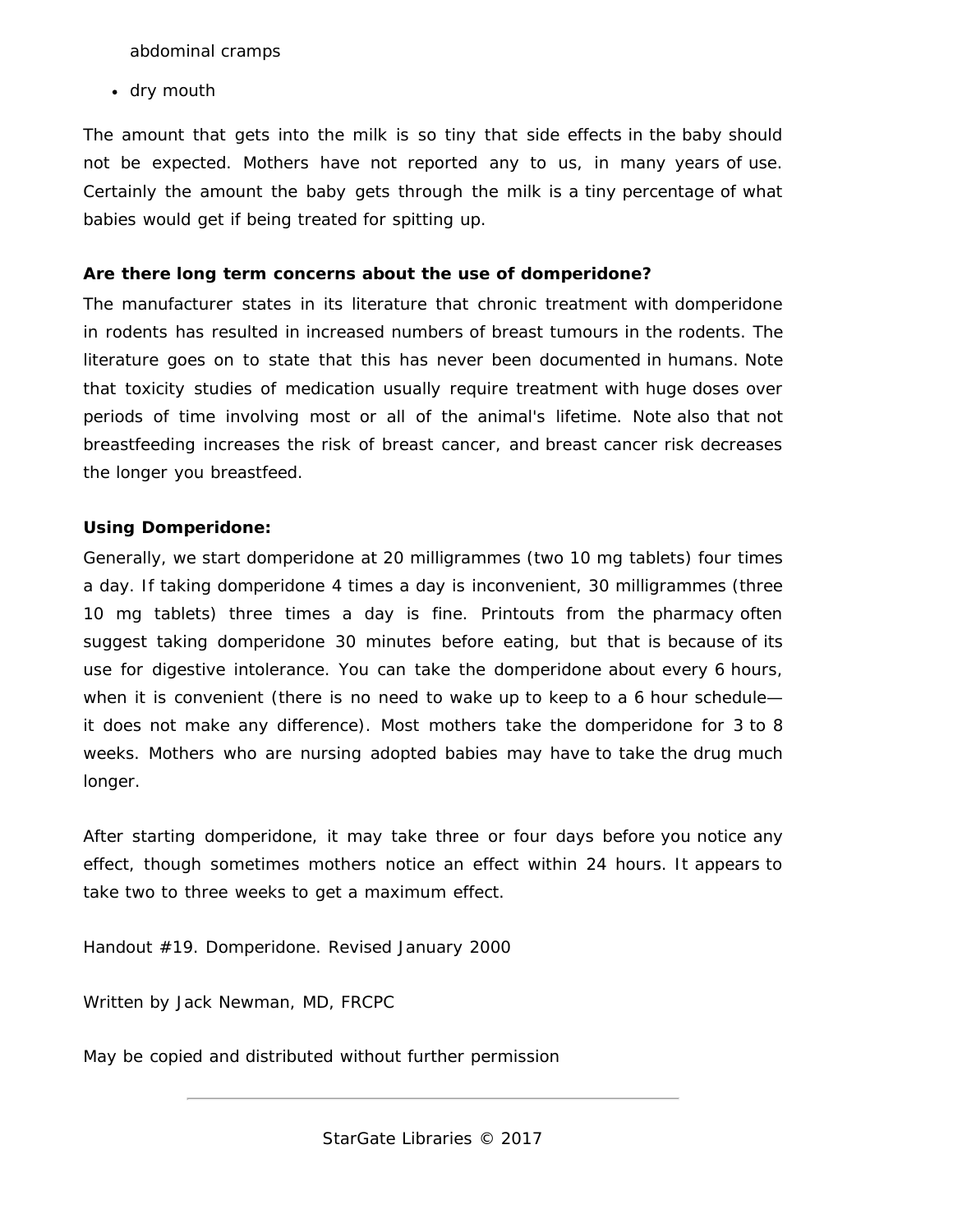- abdominal cramps
- dry mouth

The amount that gets into the milk is so tiny that side effects in the baby should not be expected. Mothers have not reported any to us, in many years of use. Certainly the amount the baby gets through the milk is a tiny percentage of what babies would get if being treated for spitting up.

**Are there long term concerns about the use of domperidone?**

The manufacturer states in its literature that chronic treatment with domperidone in rodents has resulted in increased numbers of breast tumours in the rodents. The literature goes on to state that this has never been documented in humans. Note that toxicity studies of medication usually require treatment with huge doses over periods of time involving most or all of the animal's lifetime. Note also that not breastfeeding increases the risk of breast cancer, and breast cancer risk decreases the longer you breastfeed.

**Using Domperidone:**

Generally, we start domperidone at 20 milligrammes (two 10 mg tablets) four times a day. If taking domperidone 4 times a day is inconvenient, 30 milligrammes (three 10 mg tablets) three times a day is fine. Printouts from the pharmacy often suggest taking domperidone 30 minutes before eating, but that is because of its use for digestive intolerance. You can take the domperidone about every 6 hours, when it is convenient (there is no need to wake up to keep to a 6 hour schedule—it does not make any difference). Most mothers take the domperidone for 3 to 8 weeks. Mothers who are nursing adopted babies may have to take the drug much longer.

After starting domperidone, it may take three or four days before you notice any effect, though sometimes mothers notice an effect within 24 hours. It appears to take two to three weeks to get a maximum effect.

Handout #19. Domperidone. Revised January 2000

Written by Jack Newman, MD, FRCPC

May be copied and distributed without further permission

---

StarGate Libraries © 2017